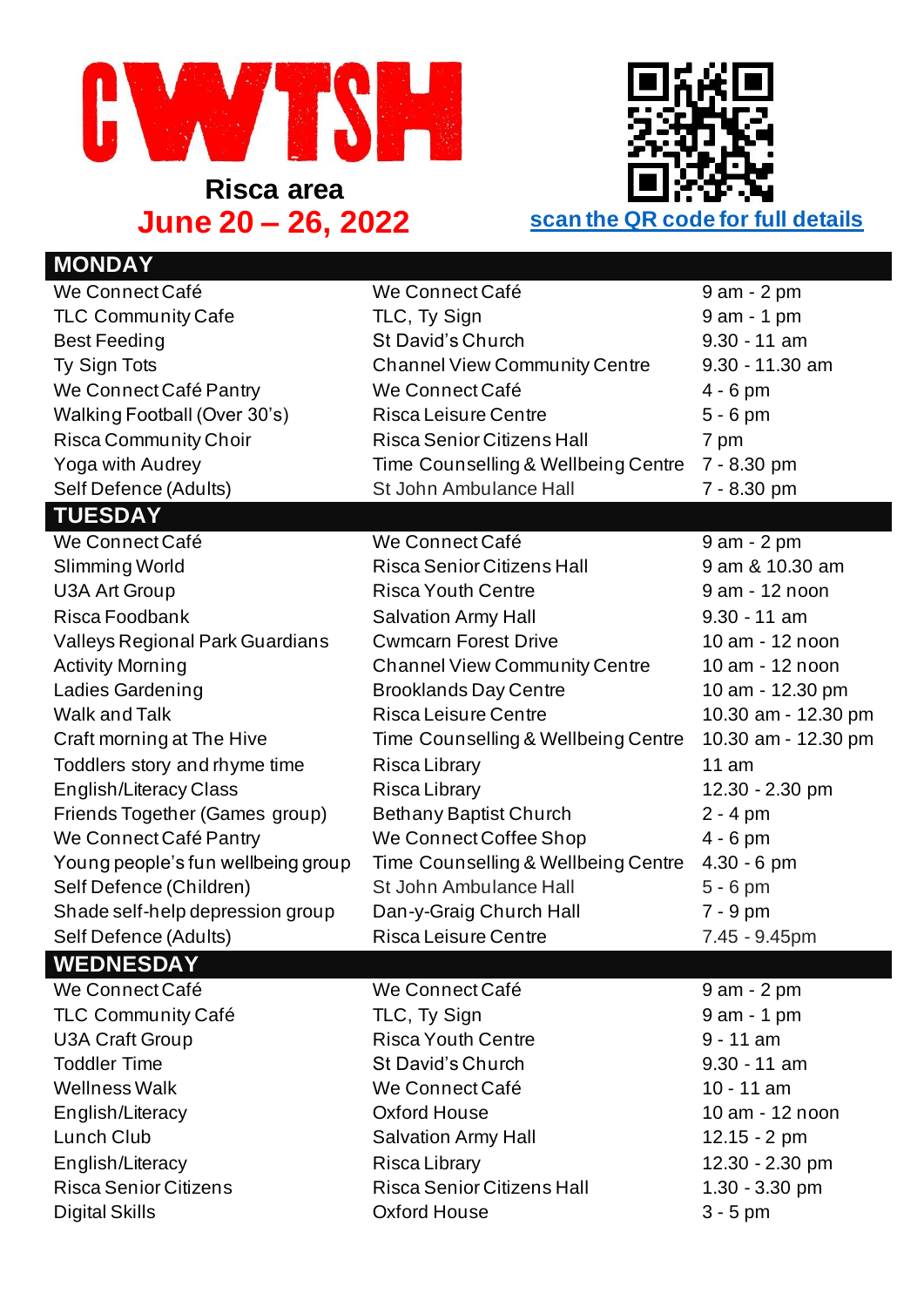# CWTSH

**Risca area**

**June 20 – 26, 2022**

scan the QR code for full details

## MONDAY

| | | |
|---|---|---|
| We Connect Café | We Connect Café | 9 am - 2 pm |
| TLC Community Cafe | TLC, Ty Sign | 9 am - 1 pm |
| Best Feeding | St David's Church | 9.30 - 11 am |
| Ty Sign Tots | Channel View Community Centre | 9.30 - 11.30 am |
| We Connect Café Pantry | We Connect Café | 4 - 6 pm |
| Walking Football (Over 30's) | Risca Leisure Centre | 5 - 6 pm |
| Risca Community Choir | Risca Senior Citizens Hall | 7 pm |
| Yoga with Audrey | Time Counselling & Wellbeing Centre | 7 - 8.30 pm |
| Self Defence (Adults) | St John Ambulance Hall | 7 - 8.30 pm |

## TUESDAY

| | | |
|---|---|---|
| We Connect Café | We Connect Café | 9 am - 2 pm |
| Slimming World | Risca Senior Citizens Hall | 9 am & 10.30 am |
| U3A Art Group | Risca Youth Centre | 9 am - 12 noon |
| Risca Foodbank | Salvation Army Hall | 9.30 - 11 am |
| Valleys Regional Park Guardians | Cwmcarn Forest Drive | 10 am - 12 noon |
| Activity Morning | Channel View Community Centre | 10 am - 12 noon |
| Ladies Gardening | Brooklands Day Centre | 10 am - 12.30 pm |
| Walk and Talk | Risca Leisure Centre | 10.30 am - 12.30 pm |
| Craft morning at The Hive | Time Counselling & Wellbeing Centre | 10.30 am - 12.30 pm |
| Toddlers story and rhyme time | Risca Library | 11 am |
| English/Literacy Class | Risca Library | 12.30 - 2.30 pm |
| Friends Together (Games group) | Bethany Baptist Church | 2 - 4 pm |
| We Connect Café Pantry | We Connect Coffee Shop | 4 - 6 pm |
| Young people's fun wellbeing group | Time Counselling & Wellbeing Centre | 4.30 - 6 pm |
| Self Defence (Children) | St John Ambulance Hall | 5 - 6 pm |
| Shade self-help depression group | Dan-y-Graig Church Hall | 7 - 9 pm |
| Self Defence (Adults) | Risca Leisure Centre | 7.45 - 9.45pm |

## WEDNESDAY

| | | |
|---|---|---|
| We Connect Café | We Connect Café | 9 am - 2 pm |
| TLC Community Café | TLC, Ty Sign | 9 am - 1 pm |
| U3A Craft Group | Risca Youth Centre | 9 - 11 am |
| Toddler Time | St David's Church | 9.30 - 11 am |
| Wellness Walk | We Connect Café | 10 - 11 am |
| English/Literacy | Oxford House | 10 am - 12 noon |
| Lunch Club | Salvation Army Hall | 12.15 - 2 pm |
| English/Literacy | Risca Library | 12.30 - 2.30 pm |
| Risca Senior Citizens | Risca Senior Citizens Hall | 1.30 - 3.30 pm |
| Digital Skills | Oxford House | 3 - 5 pm |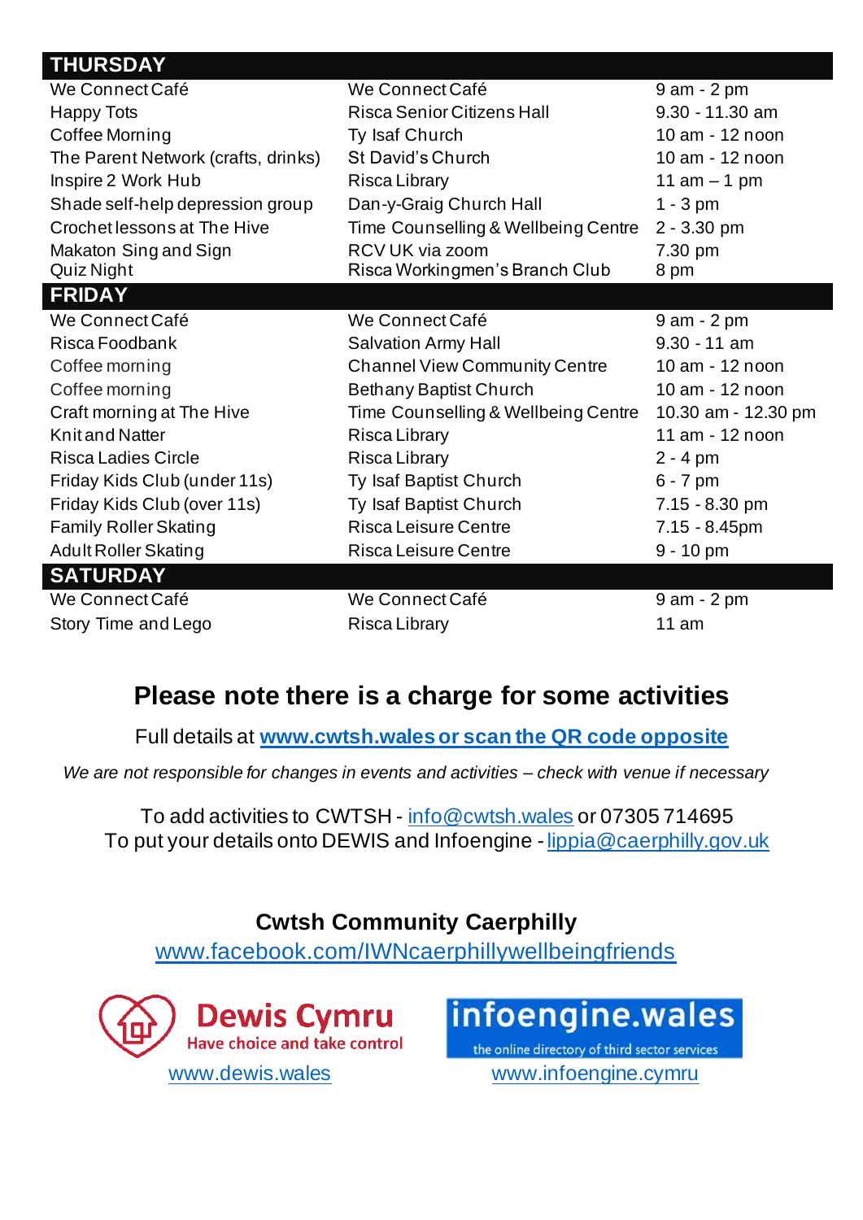| THURSDAY | | |
|---|---|---|
| We Connect Café | We Connect Café | 9 am - 2 pm |
| Happy Tots | Risca Senior Citizens Hall | 9.30 - 11.30 am |
| Coffee Morning | Ty Isaf Church | 10 am - 12 noon |
| The Parent Network (crafts, drinks) | St David's Church | 10 am - 12 noon |
| Inspire 2 Work Hub | Risca Library | 11 am – 1 pm |
| Shade self-help depression group | Dan-y-Graig Church Hall | 1 - 3 pm |
| Crochet lessons at The Hive | Time Counselling & Wellbeing Centre | 2 - 3.30 pm |
| Makaton Sing and Sign | RCV UK via zoom | 7.30 pm |
| Quiz Night | Risca Workingmen's Branch Club | 8 pm |
| **FRIDAY** | | |
| We Connect Café | We Connect Café | 9 am - 2 pm |
| Risca Foodbank | Salvation Army Hall | 9.30 - 11 am |
| Coffee morning | Channel View Community Centre | 10 am - 12 noon |
| Coffee morning | Bethany Baptist Church | 10 am - 12 noon |
| Craft morning at The Hive | Time Counselling & Wellbeing Centre | 10.30 am - 12.30 pm |
| Knit and Natter | Risca Library | 11 am - 12 noon |
| Risca Ladies Circle | Risca Library | 2 - 4 pm |
| Friday Kids Club (under 11s) | Ty Isaf Baptist Church | 6 - 7 pm |
| Friday Kids Club (over 11s) | Ty Isaf Baptist Church | 7.15 - 8.30 pm |
| Family Roller Skating | Risca Leisure Centre | 7.15 - 8.45pm |
| Adult Roller Skating | Risca Leisure Centre | 9 - 10 pm |
| **SATURDAY** | | |
| We Connect Café | We Connect Café | 9 am - 2 pm |
| Story Time and Lego | Risca Library | 11 am |

## Please note there is a charge for some activities

Full details at **www.cwtsh.wales or scan the QR code opposite**

*We are not responsible for changes in events and activities – check with venue if necessary*

To add activities to CWTSH - info@cwtsh.wales or 07305 714695
To put your details onto DEWIS and Infoengine - lippia@caerphilly.gov.uk

**Cwtsh Community Caerphilly**

www.facebook.com/IWNcaerphillywellbeingfriends

Dewis Cymru
Have choice and take control
www.dewis.wales

infoengine.wales
the online directory of third sector services
www.infoengine.cymru